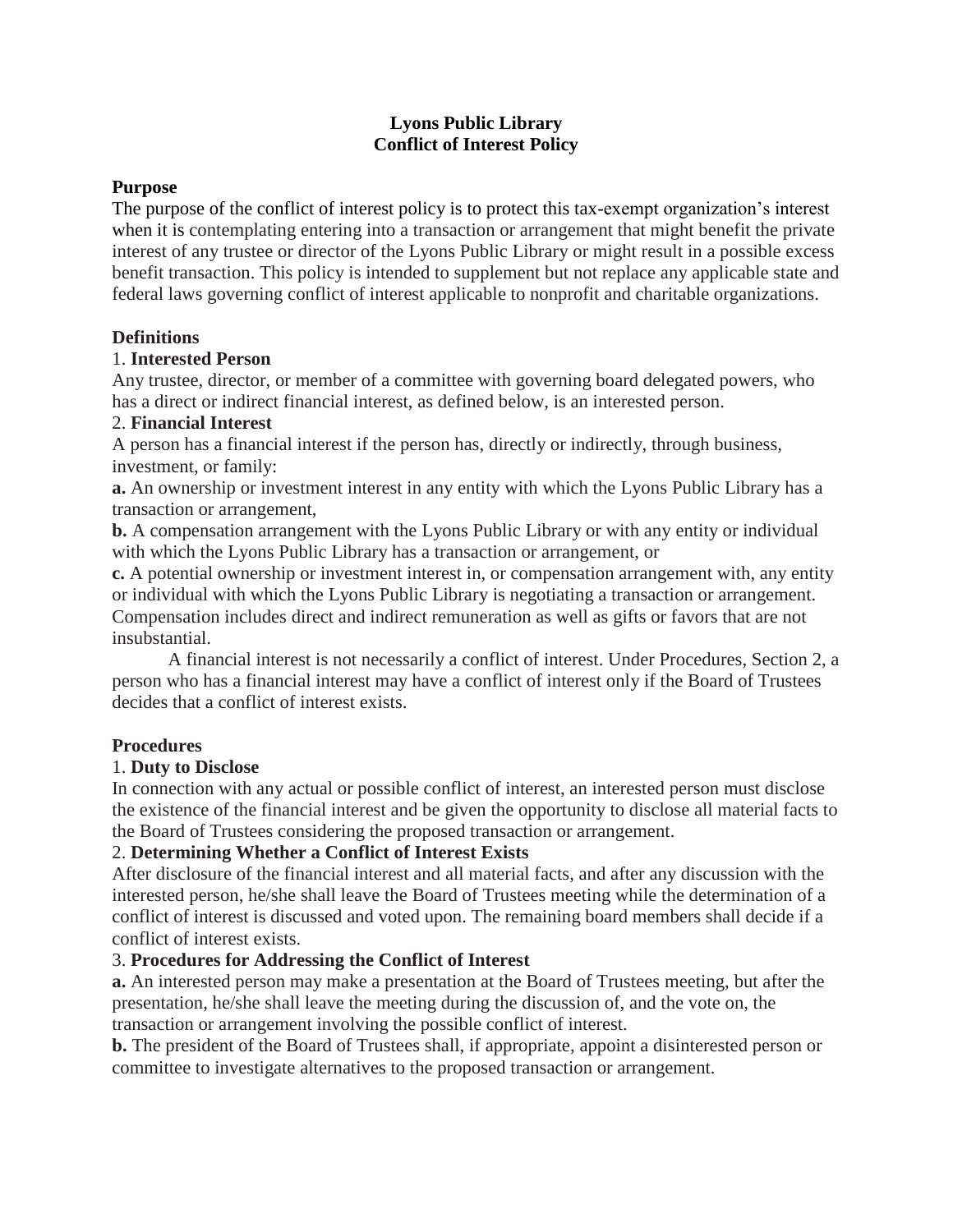# Lyons Public Library
# Conflict of Interest Policy

## Purpose

The purpose of the conflict of interest policy is to protect this tax-exempt organization's interest when it is contemplating entering into a transaction or arrangement that might benefit the private interest of any trustee or director of the Lyons Public Library or might result in a possible excess benefit transaction. This policy is intended to supplement but not replace any applicable state and federal laws governing conflict of interest applicable to nonprofit and charitable organizations.

## Definitions

1. **Interested Person**

Any trustee, director, or member of a committee with governing board delegated powers, who has a direct or indirect financial interest, as defined below, is an interested person.

2. **Financial Interest**

A person has a financial interest if the person has, directly or indirectly, through business, investment, or family:

**a.** An ownership or investment interest in any entity with which the Lyons Public Library has a transaction or arrangement,

**b.** A compensation arrangement with the Lyons Public Library or with any entity or individual with which the Lyons Public Library has a transaction or arrangement, or

**c.** A potential ownership or investment interest in, or compensation arrangement with, any entity or individual with which the Lyons Public Library is negotiating a transaction or arrangement. Compensation includes direct and indirect remuneration as well as gifts or favors that are not insubstantial.

A financial interest is not necessarily a conflict of interest. Under Procedures, Section 2, a person who has a financial interest may have a conflict of interest only if the Board of Trustees decides that a conflict of interest exists.

## Procedures

1. **Duty to Disclose**

In connection with any actual or possible conflict of interest, an interested person must disclose the existence of the financial interest and be given the opportunity to disclose all material facts to the Board of Trustees considering the proposed transaction or arrangement.

2. **Determining Whether a Conflict of Interest Exists**

After disclosure of the financial interest and all material facts, and after any discussion with the interested person, he/she shall leave the Board of Trustees meeting while the determination of a conflict of interest is discussed and voted upon. The remaining board members shall decide if a conflict of interest exists.

3. **Procedures for Addressing the Conflict of Interest**

**a.** An interested person may make a presentation at the Board of Trustees meeting, but after the presentation, he/she shall leave the meeting during the discussion of, and the vote on, the transaction or arrangement involving the possible conflict of interest.

**b.** The president of the Board of Trustees shall, if appropriate, appoint a disinterested person or committee to investigate alternatives to the proposed transaction or arrangement.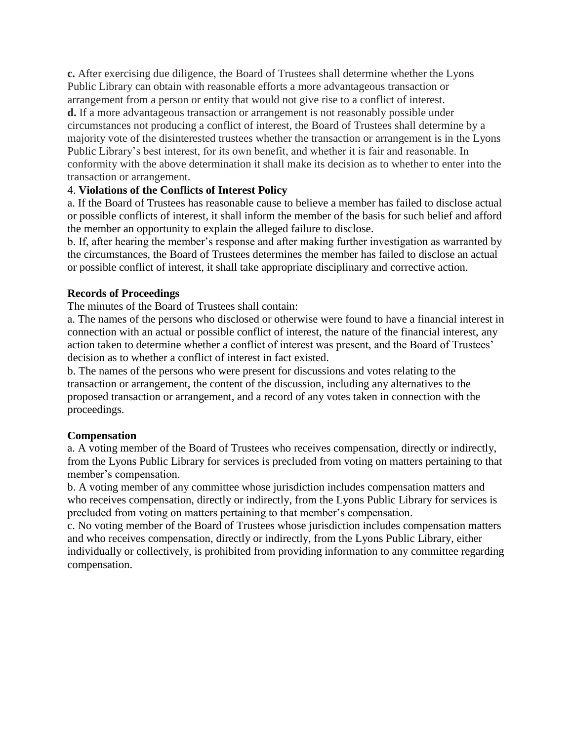**c.** After exercising due diligence, the Board of Trustees shall determine whether the Lyons Public Library can obtain with reasonable efforts a more advantageous transaction or arrangement from a person or entity that would not give rise to a conflict of interest.

**d.** If a more advantageous transaction or arrangement is not reasonably possible under circumstances not producing a conflict of interest, the Board of Trustees shall determine by a majority vote of the disinterested trustees whether the transaction or arrangement is in the Lyons Public Library's best interest, for its own benefit, and whether it is fair and reasonable. In conformity with the above determination it shall make its decision as to whether to enter into the transaction or arrangement.

4. **Violations of the Conflicts of Interest Policy**

a. If the Board of Trustees has reasonable cause to believe a member has failed to disclose actual or possible conflicts of interest, it shall inform the member of the basis for such belief and afford the member an opportunity to explain the alleged failure to disclose.

b. If, after hearing the member's response and after making further investigation as warranted by the circumstances, the Board of Trustees determines the member has failed to disclose an actual or possible conflict of interest, it shall take appropriate disciplinary and corrective action.

**Records of Proceedings**

The minutes of the Board of Trustees shall contain:

a. The names of the persons who disclosed or otherwise were found to have a financial interest in connection with an actual or possible conflict of interest, the nature of the financial interest, any action taken to determine whether a conflict of interest was present, and the Board of Trustees' decision as to whether a conflict of interest in fact existed.

b. The names of the persons who were present for discussions and votes relating to the transaction or arrangement, the content of the discussion, including any alternatives to the proposed transaction or arrangement, and a record of any votes taken in connection with the proceedings.

**Compensation**

a. A voting member of the Board of Trustees who receives compensation, directly or indirectly, from the Lyons Public Library for services is precluded from voting on matters pertaining to that member's compensation.

b. A voting member of any committee whose jurisdiction includes compensation matters and who receives compensation, directly or indirectly, from the Lyons Public Library for services is precluded from voting on matters pertaining to that member's compensation.

c. No voting member of the Board of Trustees whose jurisdiction includes compensation matters and who receives compensation, directly or indirectly, from the Lyons Public Library, either individually or collectively, is prohibited from providing information to any committee regarding compensation.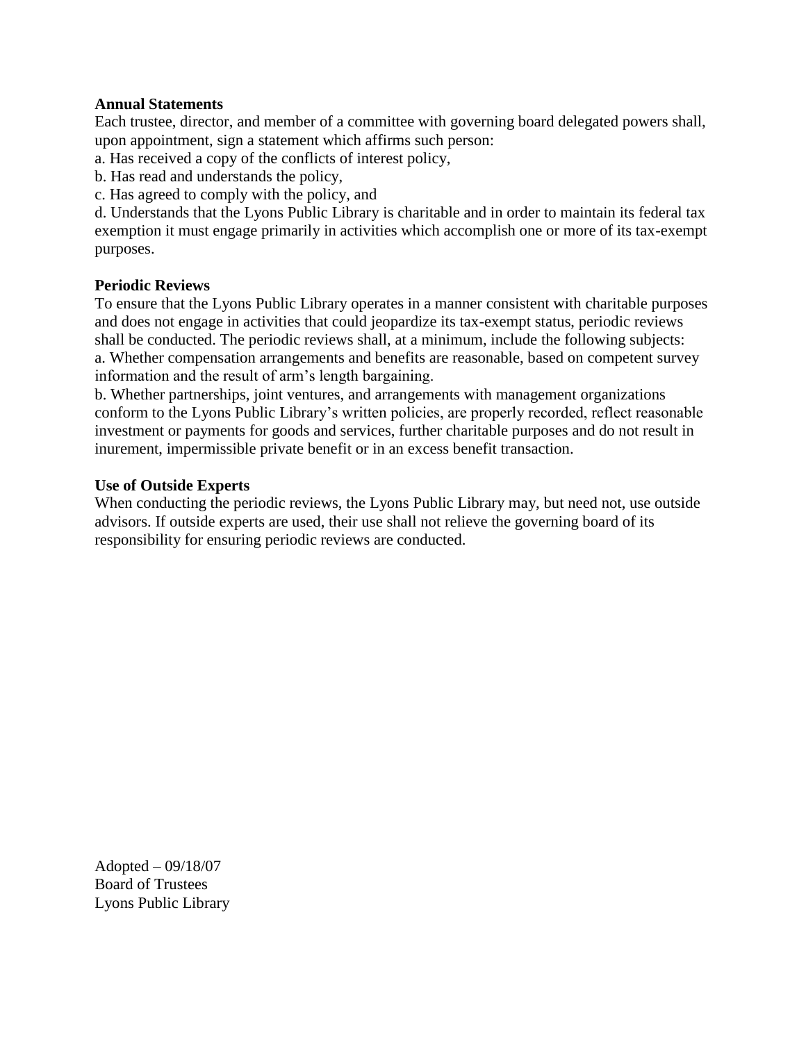**Annual Statements**

Each trustee, director, and member of a committee with governing board delegated powers shall, upon appointment, sign a statement which affirms such person:

a. Has received a copy of the conflicts of interest policy,

b. Has read and understands the policy,

c. Has agreed to comply with the policy, and

d. Understands that the Lyons Public Library is charitable and in order to maintain its federal tax exemption it must engage primarily in activities which accomplish one or more of its tax-exempt purposes.

**Periodic Reviews**

To ensure that the Lyons Public Library operates in a manner consistent with charitable purposes and does not engage in activities that could jeopardize its tax-exempt status, periodic reviews shall be conducted. The periodic reviews shall, at a minimum, include the following subjects:

a. Whether compensation arrangements and benefits are reasonable, based on competent survey information and the result of arm's length bargaining.

b. Whether partnerships, joint ventures, and arrangements with management organizations conform to the Lyons Public Library's written policies, are properly recorded, reflect reasonable investment or payments for goods and services, further charitable purposes and do not result in inurement, impermissible private benefit or in an excess benefit transaction.

**Use of Outside Experts**

When conducting the periodic reviews, the Lyons Public Library may, but need not, use outside advisors. If outside experts are used, their use shall not relieve the governing board of its responsibility for ensuring periodic reviews are conducted.

Adopted – 09/18/07
Board of Trustees
Lyons Public Library